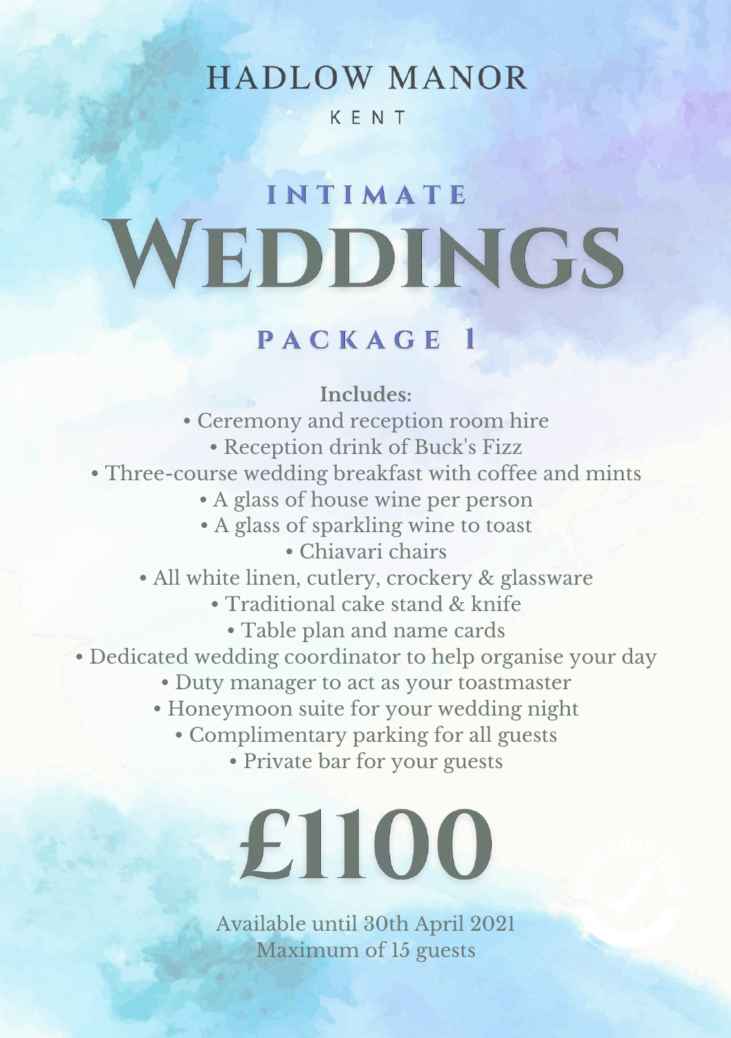# HADLOW MANOR

KENT

## INTIMATE WEDDINGS

### PACKAGE 1

**Includes:**

- Ceremony and reception room hire
- Reception drink of Buck's Fizz
- Three-course wedding breakfast with coffee and mints
- A glass of house wine per person
- A glass of sparkling wine to toast
- Chiavari chairs
- All white linen, cutlery, crockery & glassware
- Traditional cake stand & knife
- Table plan and name cards
- Dedicated wedding coordinator to help organise your day
- Duty manager to act as your toastmaster
- Honeymoon suite for your wedding night
- Complimentary parking for all guests
- Private bar for your guests

# £1100

Available until 30th April 2021

Maximum of 15 guests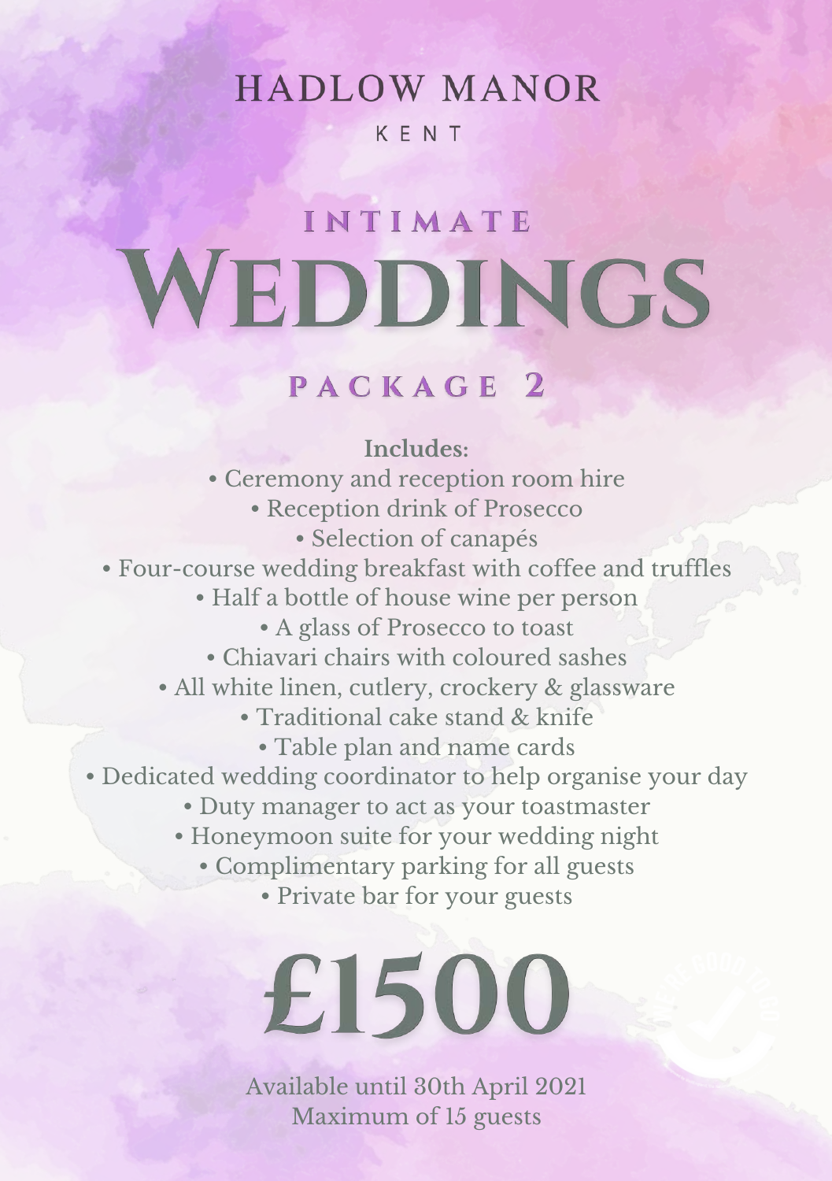# HADLOW MANOR

KENT

## INTIMATE WEDDINGS

### PACKAGE 2

**Includes:**

- Ceremony and reception room hire
- Reception drink of Prosecco
- Selection of canapés
- Four-course wedding breakfast with coffee and truffles
- Half a bottle of house wine per person
- A glass of Prosecco to toast
- Chiavari chairs with coloured sashes
- All white linen, cutlery, crockery & glassware
- Traditional cake stand & knife
- Table plan and name cards
- Dedicated wedding coordinator to help organise your day
- Duty manager to act as your toastmaster
- Honeymoon suite for your wedding night
- Complimentary parking for all guests
- Private bar for your guests

**£1500**

Available until 30th April 2021
Maximum of 15 guests